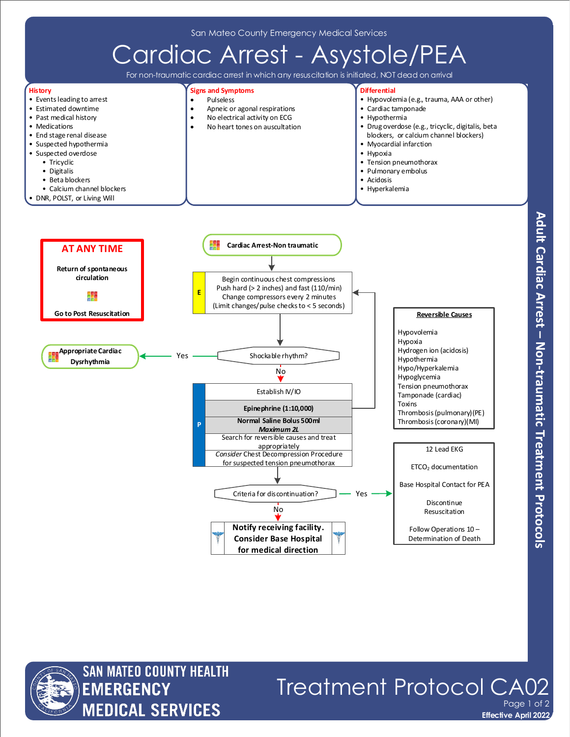San Mateo County Emergency Medical Services

# Cardiac Arrest - Asystole/PEA

For non-traumatic cardiac arrest in which any resuscitation is initiated, NOT dead on arrival

## History

- Events leading to arrest
- Estimated downtime
- Past medical history
- Medications
- End stage renal disease
- Suspected hypothermia
- Suspected overdose
  - Tricyclic
  - Digitalis
  - Beta blockers
  - Calcium channel blockers
- DNR, POLST, or Living Will

## Signs and Symptoms

- Pulseless
- Apneic or agonal respirations
- No electrical activity on ECG
- No heart tones on auscultation

## Differential

- Hypovolemia (e.g., trauma, AAA or other)
- Cardiac tamponade
- Hypothermia
- Drug overdose (e.g., tricyclic, digitalis, beta blockers, or calcium channel blockers)
- Myocardial infarction
- Hypoxia
- Tension pneumothorax
- Pulmonary embolus
- Acidosis
- Hyperkalemia

---

**AT ANY TIME**

**Return of spontaneous circulation**

**Go to Post Resuscitation**

---

**Cardiac Arrest-Non traumatic**

**E** — Begin continuous chest compressions
Push hard (> 2 inches) and fast (110/min)
Change compressors every 2 minutes
(Limit changes/pulse checks to < 5 seconds)

Shockable rhythm?

- Yes → **Appropriate Cardiac Dysrhythmia**
- No ↓

**P** —
- Establish IV/IO
- **Epinephrine (1:10,000)**
- **Normal Saline Bolus 500ml** ***Maximum 2L***
- Search for reversible causes and treat appropriately
- *Consider* Chest Decompression Procedure for suspected tension pneumothorax

(Return to continuous chest compressions)

Criteria for discontinuation?

- Yes →
  - 12 Lead EKG
  - $ETCO_2$ documentation
  - Base Hospital Contact for PEA
  - Discontinue Resuscitation
  - Follow Operations 10 – Determination of Death
- No ↓

**Notify receiving facility. Consider Base Hospital for medical direction**

---

**Reversible Causes**

- Hypovolemia
- Hypoxia
- Hydrogen ion (acidosis)
- Hypothermia
- Hypo/Hyperkalemia
- Hypoglycemia
- Tension pneumothorax
- Tamponade (cardiac)
- Toxins
- Thrombosis (pulmonary)(PE)
- Thrombosis (coronary)(MI)

Adult Cardiac Arrest – Non-traumatic Treatment Protocols

SAN MATEO COUNTY HEALTH EMERGENCY MEDICAL SERVICES

Treatment Protocol CA02

Effective April 2022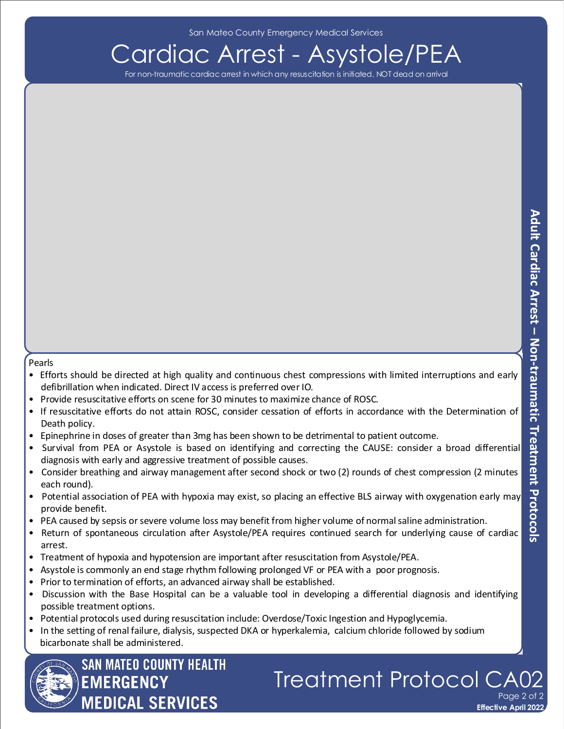San Mateo County Emergency Medical Services

# Cardiac Arrest - Asystole/PEA

For non-traumatic cardiac arrest in which any resuscitation is initiated, NOT dead on arrival

Pearls

- Efforts should be directed at high quality and continuous chest compressions with limited interruptions and early defibrillation when indicated. Direct IV access is preferred over IO.
- Provide resuscitative efforts on scene for 30 minutes to maximize chance of ROSC.
- If resuscitative efforts do not attain ROSC, consider cessation of efforts in accordance with the Determination of Death policy.
- Epinephrine in doses of greater than 3mg has been shown to be detrimental to patient outcome.
- Survival from PEA or Asystole is based on identifying and correcting the CAUSE: consider a broad differential diagnosis with early and aggressive treatment of possible causes.
- Consider breathing and airway management after second shock or two (2) rounds of chest compression (2 minutes each round).
- Potential association of PEA with hypoxia may exist, so placing an effective BLS airway with oxygenation early may provide benefit.
- PEA caused by sepsis or severe volume loss may benefit from higher volume of normal saline administration.
- Return of spontaneous circulation after Asystole/PEA requires continued search for underlying cause of cardiac arrest.
- Treatment of hypoxia and hypotension are important after resuscitation from Asystole/PEA.
- Asystole is commonly an end stage rhythm following prolonged VF or PEA with a poor prognosis.
- Prior to termination of efforts, an advanced airway shall be established.
- Discussion with the Base Hospital can be a valuable tool in developing a differential diagnosis and identifying possible treatment options.
- Potential protocols used during resuscitation include: Overdose/Toxic Ingestion and Hypoglycemia.
- In the setting of renal failure, dialysis, suspected DKA or hyperkalemia, calcium chloride followed by sodium bicarbonate shall be administered.

Adult Cardiac Arrest – Non-traumatic Treatment Protocols

SAN MATEO COUNTY HEALTH EMERGENCY MEDICAL SERVICES

Treatment Protocol CA02

Effective April 2022